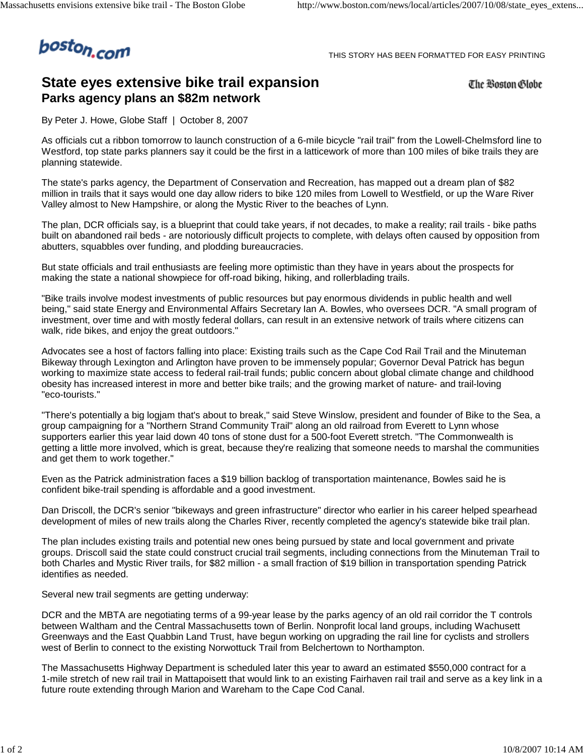boston.com

THIS STORY HAS BEEN FORMATTED FOR EASY PRINTING

The Boston Globe

# State eyes extensive bike trail expansion

## Parks agency plans an $82m network

By Peter J. Howe, Globe Staff | October 8, 2007

As officials cut a ribbon tomorrow to launch construction of a 6-mile bicycle "rail trail" from the Lowell-Chelmsford line to Westford, top state parks planners say it could be the first in a latticework of more than 100 miles of bike trails they are planning statewide.

The state's parks agency, the Department of Conservation and Recreation, has mapped out a dream plan of $82 million in trails that it says would one day allow riders to bike 120 miles from Lowell to Westfield, or up the Ware River Valley almost to New Hampshire, or along the Mystic River to the beaches of Lynn.

The plan, DCR officials say, is a blueprint that could take years, if not decades, to make a reality; rail trails - bike paths built on abandoned rail beds - are notoriously difficult projects to complete, with delays often caused by opposition from abutters, squabbles over funding, and plodding bureaucracies.

But state officials and trail enthusiasts are feeling more optimistic than they have in years about the prospects for making the state a national showpiece for off-road biking, hiking, and rollerblading trails.

"Bike trails involve modest investments of public resources but pay enormous dividends in public health and well being," said state Energy and Environmental Affairs Secretary Ian A. Bowles, who oversees DCR. "A small program of investment, over time and with mostly federal dollars, can result in an extensive network of trails where citizens can walk, ride bikes, and enjoy the great outdoors."

Advocates see a host of factors falling into place: Existing trails such as the Cape Cod Rail Trail and the Minuteman Bikeway through Lexington and Arlington have proven to be immensely popular; Governor Deval Patrick has begun working to maximize state access to federal rail-trail funds; public concern about global climate change and childhood obesity has increased interest in more and better bike trails; and the growing market of nature- and trail-loving "eco-tourists."

"There's potentially a big logjam that's about to break," said Steve Winslow, president and founder of Bike to the Sea, a group campaigning for a "Northern Strand Community Trail" along an old railroad from Everett to Lynn whose supporters earlier this year laid down 40 tons of stone dust for a 500-foot Everett stretch. "The Commonwealth is getting a little more involved, which is great, because they're realizing that someone needs to marshal the communities and get them to work together."

Even as the Patrick administration faces a $19 billion backlog of transportation maintenance, Bowles said he is confident bike-trail spending is affordable and a good investment.

Dan Driscoll, the DCR's senior "bikeways and green infrastructure" director who earlier in his career helped spearhead development of miles of new trails along the Charles River, recently completed the agency's statewide bike trail plan.

The plan includes existing trails and potential new ones being pursued by state and local government and private groups. Driscoll said the state could construct crucial trail segments, including connections from the Minuteman Trail to both Charles and Mystic River trails, for $82 million - a small fraction of $19 billion in transportation spending Patrick identifies as needed.

Several new trail segments are getting underway:

DCR and the MBTA are negotiating terms of a 99-year lease by the parks agency of an old rail corridor the T controls between Waltham and the Central Massachusetts town of Berlin. Nonprofit local land groups, including Wachusett Greenways and the East Quabbin Land Trust, have begun working on upgrading the rail line for cyclists and strollers west of Berlin to connect to the existing Norwottuck Trail from Belchertown to Northampton.

The Massachusetts Highway Department is scheduled later this year to award an estimated $550,000 contract for a 1-mile stretch of new rail trail in Mattapoisett that would link to an existing Fairhaven rail trail and serve as a key link in a future route extending through Marion and Wareham to the Cape Cod Canal.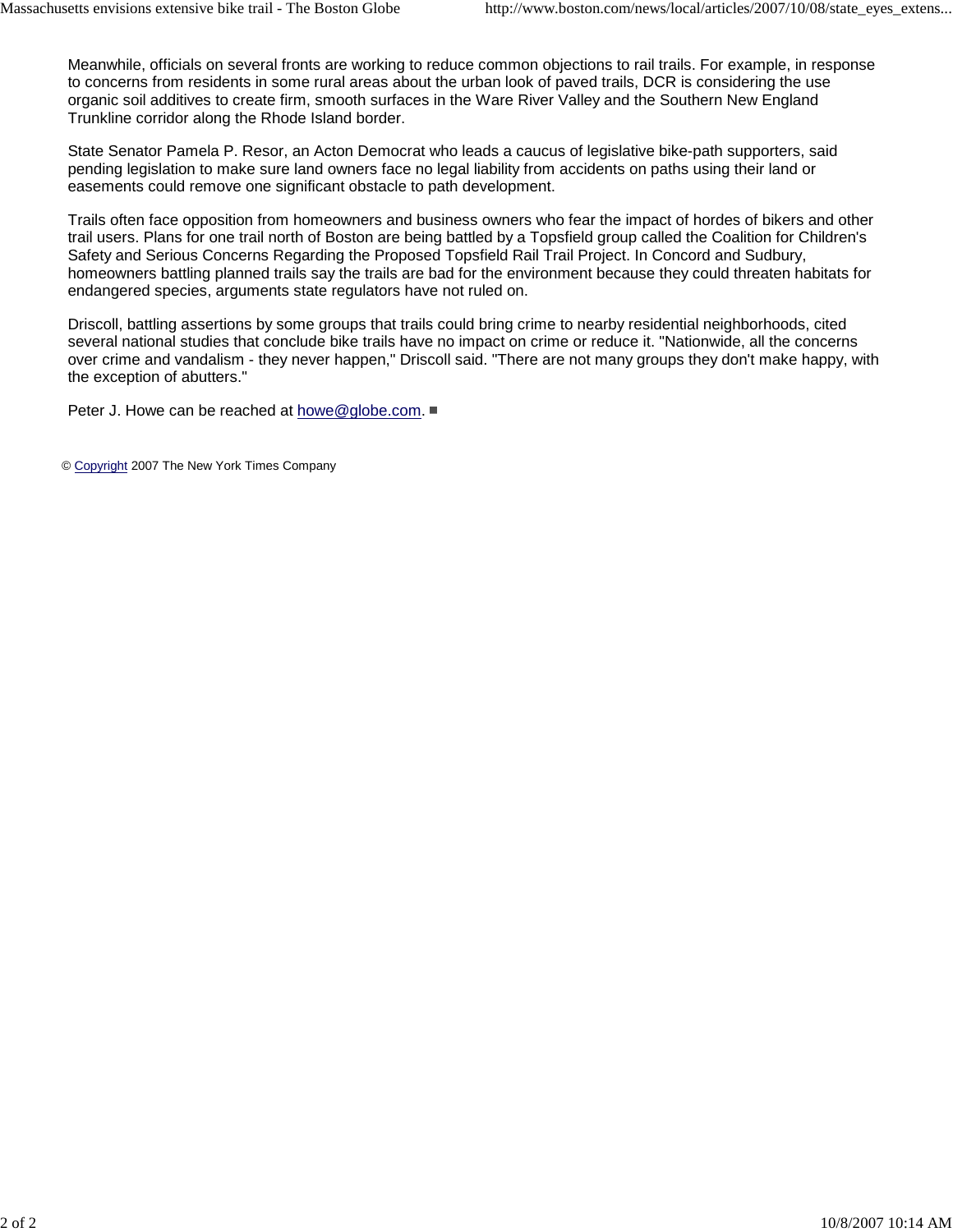Meanwhile, officials on several fronts are working to reduce common objections to rail trails. For example, in response to concerns from residents in some rural areas about the urban look of paved trails, DCR is considering the use organic soil additives to create firm, smooth surfaces in the Ware River Valley and the Southern New England Trunkline corridor along the Rhode Island border.

State Senator Pamela P. Resor, an Acton Democrat who leads a caucus of legislative bike-path supporters, said pending legislation to make sure land owners face no legal liability from accidents on paths using their land or easements could remove one significant obstacle to path development.

Trails often face opposition from homeowners and business owners who fear the impact of hordes of bikers and other trail users. Plans for one trail north of Boston are being battled by a Topsfield group called the Coalition for Children's Safety and Serious Concerns Regarding the Proposed Topsfield Rail Trail Project. In Concord and Sudbury, homeowners battling planned trails say the trails are bad for the environment because they could threaten habitats for endangered species, arguments state regulators have not ruled on.

Driscoll, battling assertions by some groups that trails could bring crime to nearby residential neighborhoods, cited several national studies that conclude bike trails have no impact on crime or reduce it. "Nationwide, all the concerns over crime and vandalism - they never happen," Driscoll said. "There are not many groups they don't make happy, with the exception of abutters."

Peter J. Howe can be reached at howe@globe.com. ■

© Copyright 2007 The New York Times Company